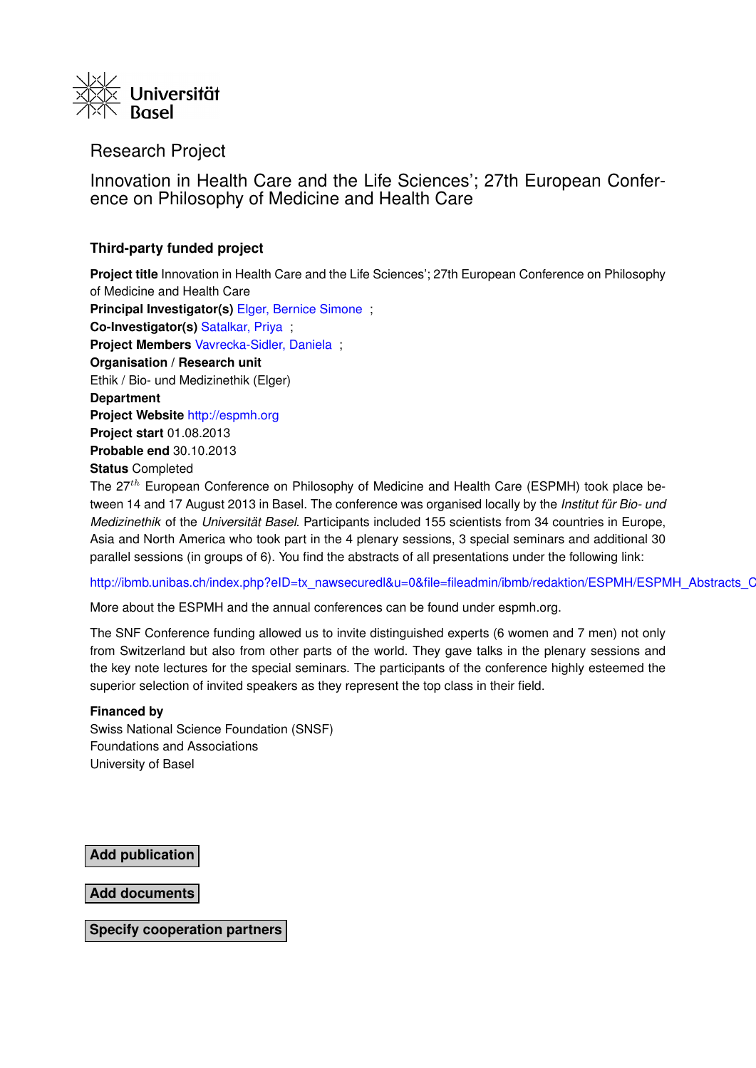Universität Basel

## Research Project

# Innovation in Health Care and the Life Sciences'; 27th European Conference on Philosophy of Medicine and Health Care

### Third-party funded project

**Project title** Innovation in Health Care and the Life Sciences'; 27th European Conference on Philosophy of Medicine and Health Care
**Principal Investigator(s)** Elger, Bernice Simone ;
**Co-Investigator(s)** Satalkar, Priya ;
**Project Members** Vavrecka-Sidler, Daniela ;
**Organisation / Research unit**
Ethik / Bio- und Medizinethik (Elger)
**Department**
**Project Website** http://espmh.org
**Project start** 01.08.2013
**Probable end** 30.10.2013
**Status** Completed
The $27^{th}$ European Conference on Philosophy of Medicine and Health Care (ESPMH) took place between 14 and 17 August 2013 in Basel. The conference was organised locally by the *Institut für Bio- und Medizinethik* of the *Universität Basel*. Participants included 155 scientists from 34 countries in Europe, Asia and North America who took part in the 4 plenary sessions, 3 special seminars and additional 30 parallel sessions (in groups of 6). You find the abstracts of all presentations under the following link:

http://ibmb.unibas.ch/index.php?eID=tx_nawsecuredl&u=0&file=fileadmin/ibmb/redaktion/ESPMH/ESPMH_Abstracts_C

More about the ESPMH and the annual conferences can be found under espmh.org.

The SNF Conference funding allowed us to invite distinguished experts (6 women and 7 men) not only from Switzerland but also from other parts of the world. They gave talks in the plenary sessions and the key note lectures for the special seminars. The participants of the conference highly esteemed the superior selection of invited speakers as they represent the top class in their field.

**Financed by**
Swiss National Science Foundation (SNSF)
Foundations and Associations
University of Basel

**Add publication**

**Add documents**

**Specify cooperation partners**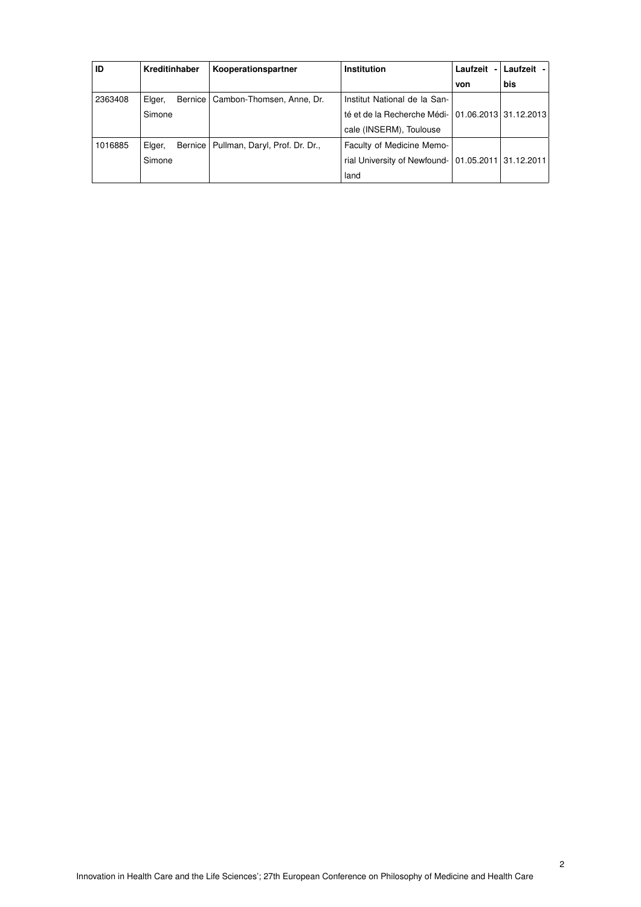| ID | Kreditinhaber | Kooperationspartner | Institution | Laufzeit - von | Laufzeit - bis |
|---|---|---|---|---|---|
| 2363408 | Elger, Bernice Simone | Cambon-Thomsen, Anne, Dr. | Institut National de la Santé et de la Recherche Médicale (INSERM), Toulouse | 01.06.2013 | 31.12.2013 |
| 1016885 | Elger, Bernice Simone | Pullman, Daryl, Prof. Dr. Dr., | Faculty of Medicine Memorial University of Newfoundland | 01.05.2011 | 31.12.2011 |

Innovation in Health Care and the Life Sciences'; 27th European Conference on Philosophy of Medicine and Health Care